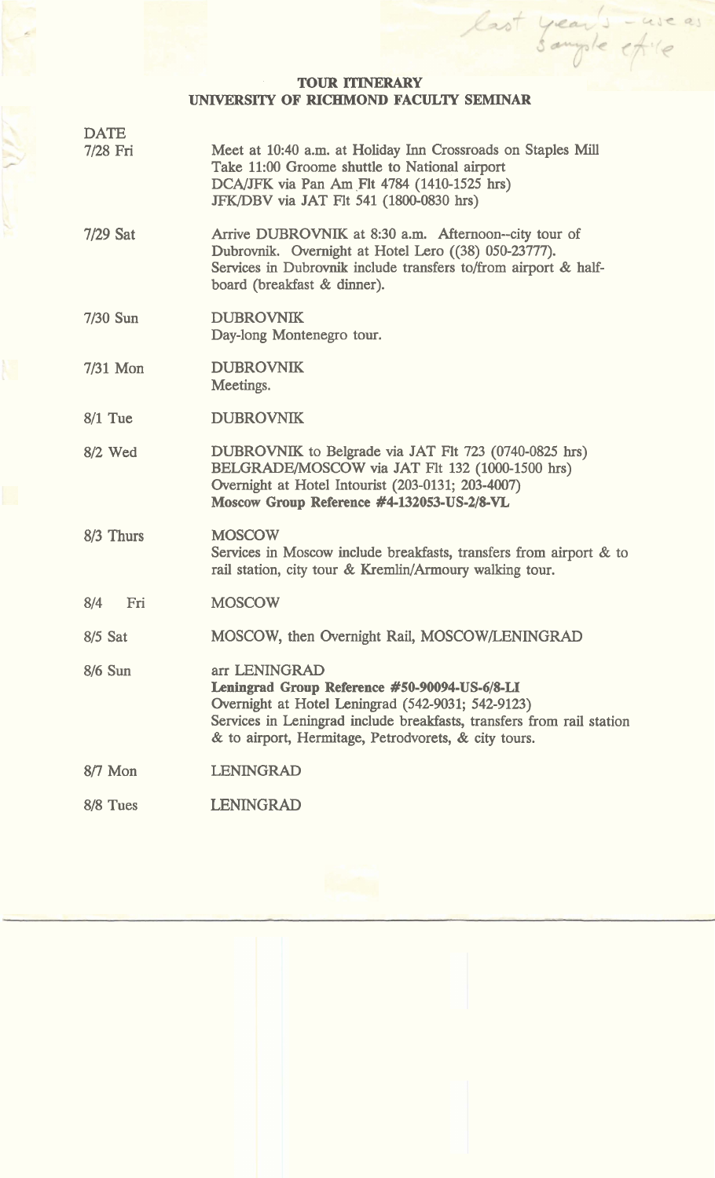last year's - use as sample file

# TOUR ITINERARY
## UNIVERSITY OF RICHMOND FACULTY SEMINAR

| DATE | |
|---|---|
| 7/28 Fri | Meet at 10:40 a.m. at Holiday Inn Crossroads on Staples Mill<br>Take 11:00 Groome shuttle to National airport<br>DCA/JFK via Pan Am Flt 4784 (1410-1525 hrs)<br>JFK/DBV via JAT Flt 541 (1800-0830 hrs) |
| 7/29 Sat | Arrive DUBROVNIK at 8:30 a.m. Afternoon--city tour of Dubrovnik. Overnight at Hotel Lero ((38) 050-23777).<br>Services in Dubrovnik include transfers to/from airport & half-board (breakfast & dinner). |
| 7/30 Sun | DUBROVNIK<br>Day-long Montenegro tour. |
| 7/31 Mon | DUBROVNIK<br>Meetings. |
| 8/1 Tue | DUBROVNIK |
| 8/2 Wed | DUBROVNIK to Belgrade via JAT Flt 723 (0740-0825 hrs)<br>BELGRADE/MOSCOW via JAT Flt 132 (1000-1500 hrs)<br>Overnight at Hotel Intourist (203-0131; 203-4007)<br>**Moscow Group Reference #4-132053-US-2/8-VL** |
| 8/3 Thurs | MOSCOW<br>Services in Moscow include breakfasts, transfers from airport & to rail station, city tour & Kremlin/Armoury walking tour. |
| 8/4 Fri | MOSCOW |
| 8/5 Sat | MOSCOW, then Overnight Rail, MOSCOW/LENINGRAD |
| 8/6 Sun | arr LENINGRAD<br>**Leningrad Group Reference #50-90094-US-6/8-LI**<br>Overnight at Hotel Leningrad (542-9031; 542-9123)<br>Services in Leningrad include breakfasts, transfers from rail station & to airport, Hermitage, Petrodvorets, & city tours. |
| 8/7 Mon | LENINGRAD |
| 8/8 Tues | LENINGRAD |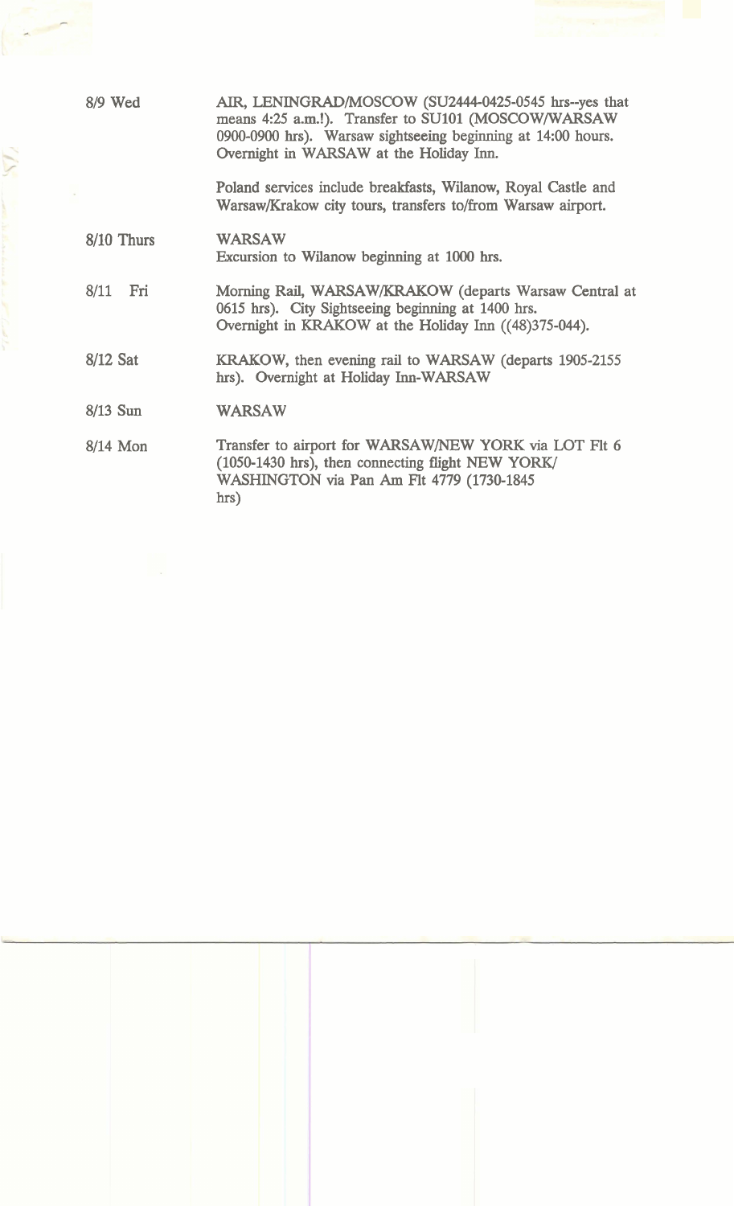| | |
|---|---|
| 8/9 Wed | AIR, LENINGRAD/MOSCOW (SU2444-0425-0545 hrs--yes that means 4:25 a.m.!). Transfer to SU101 (MOSCOW/WARSAW 0900-0900 hrs). Warsaw sightseeing beginning at 14:00 hours. Overnight in WARSAW at the Holiday Inn.<br><br>Poland services include breakfasts, Wilanow, Royal Castle and Warsaw/Krakow city tours, transfers to/from Warsaw airport. |
| 8/10 Thurs | WARSAW<br>Excursion to Wilanow beginning at 1000 hrs. |
| 8/11 Fri | Morning Rail, WARSAW/KRAKOW (departs Warsaw Central at 0615 hrs). City Sightseeing beginning at 1400 hrs.<br>Overnight in KRAKOW at the Holiday Inn ((48)375-044). |
| 8/12 Sat | KRAKOW, then evening rail to WARSAW (departs 1905-2155 hrs). Overnight at Holiday Inn-WARSAW |
| 8/13 Sun | WARSAW |
| 8/14 Mon | Transfer to airport for WARSAW/NEW YORK via LOT Flt 6 (1050-1430 hrs), then connecting flight NEW YORK/ WASHINGTON via Pan Am Flt 4779 (1730-1845 hrs) |